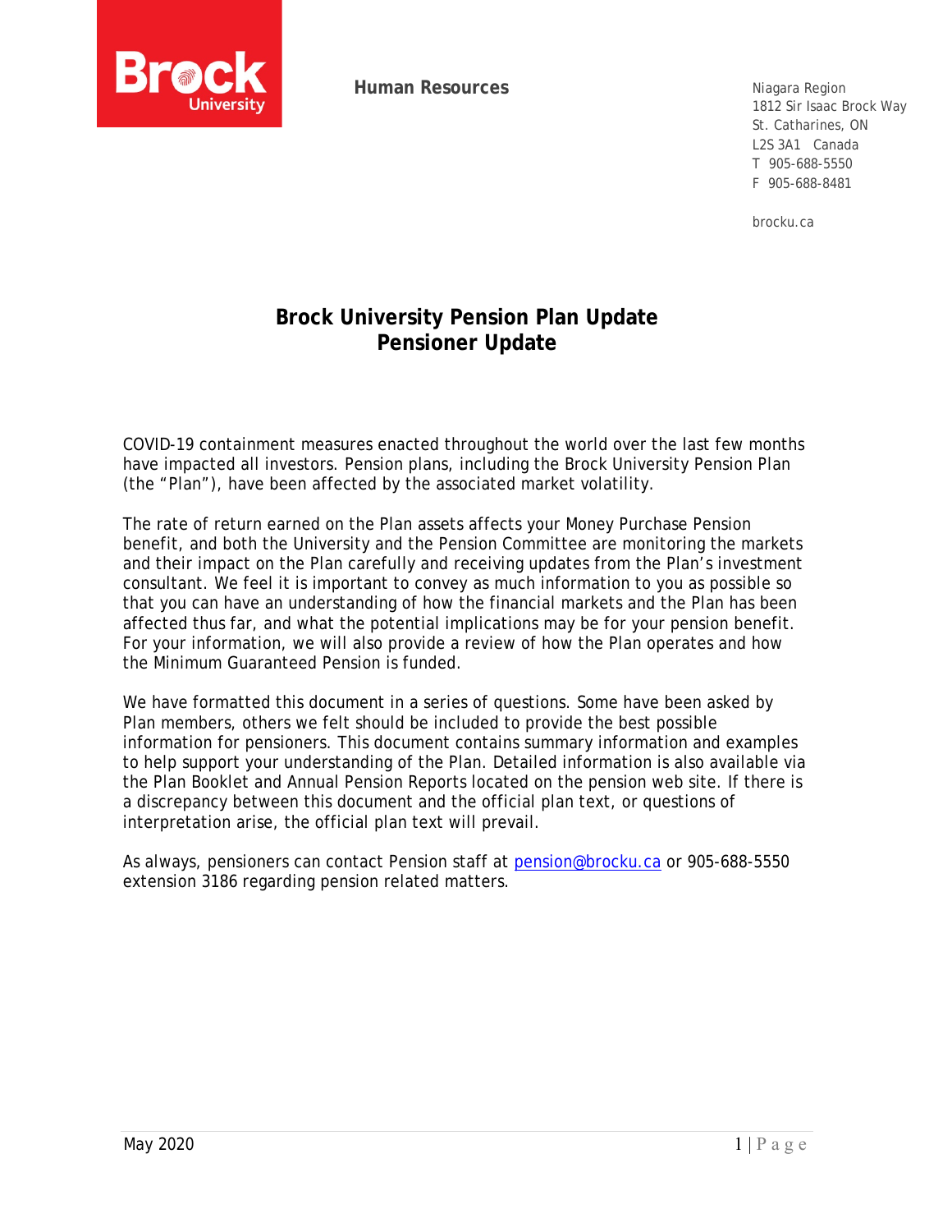Human Resources

Niagara Region
1812 Sir Isaac Brock Way
St. Catharines, ON
L2S 3A1 Canada
T 905-688-5550
F 905-688-8481

brocku.ca

# Brock University Pension Plan Update
# Pensioner Update

COVID-19 containment measures enacted throughout the world over the last few months have impacted all investors. Pension plans, including the Brock University Pension Plan (the "Plan"), have been affected by the associated market volatility.

The rate of return earned on the Plan assets affects your Money Purchase Pension benefit, and both the University and the Pension Committee are monitoring the markets and their impact on the Plan carefully and receiving updates from the Plan's investment consultant. We feel it is important to convey as much information to you as possible so that you can have an understanding of how the financial markets and the Plan has been affected thus far, and what the potential implications may be for your pension benefit. For your information, we will also provide a review of how the Plan operates and how the Minimum Guaranteed Pension is funded.

We have formatted this document in a series of questions. Some have been asked by Plan members, others we felt should be included to provide the best possible information for pensioners. This document contains summary information and examples to help support your understanding of the Plan. Detailed information is also available via the Plan Booklet and Annual Pension Reports located on the pension web site. If there is a discrepancy between this document and the official plan text, or questions of interpretation arise, the official plan text will prevail.

As always, pensioners can contact Pension staff at pension@brocku.ca or 905-688-5550 extension 3186 regarding pension related matters.

May 2020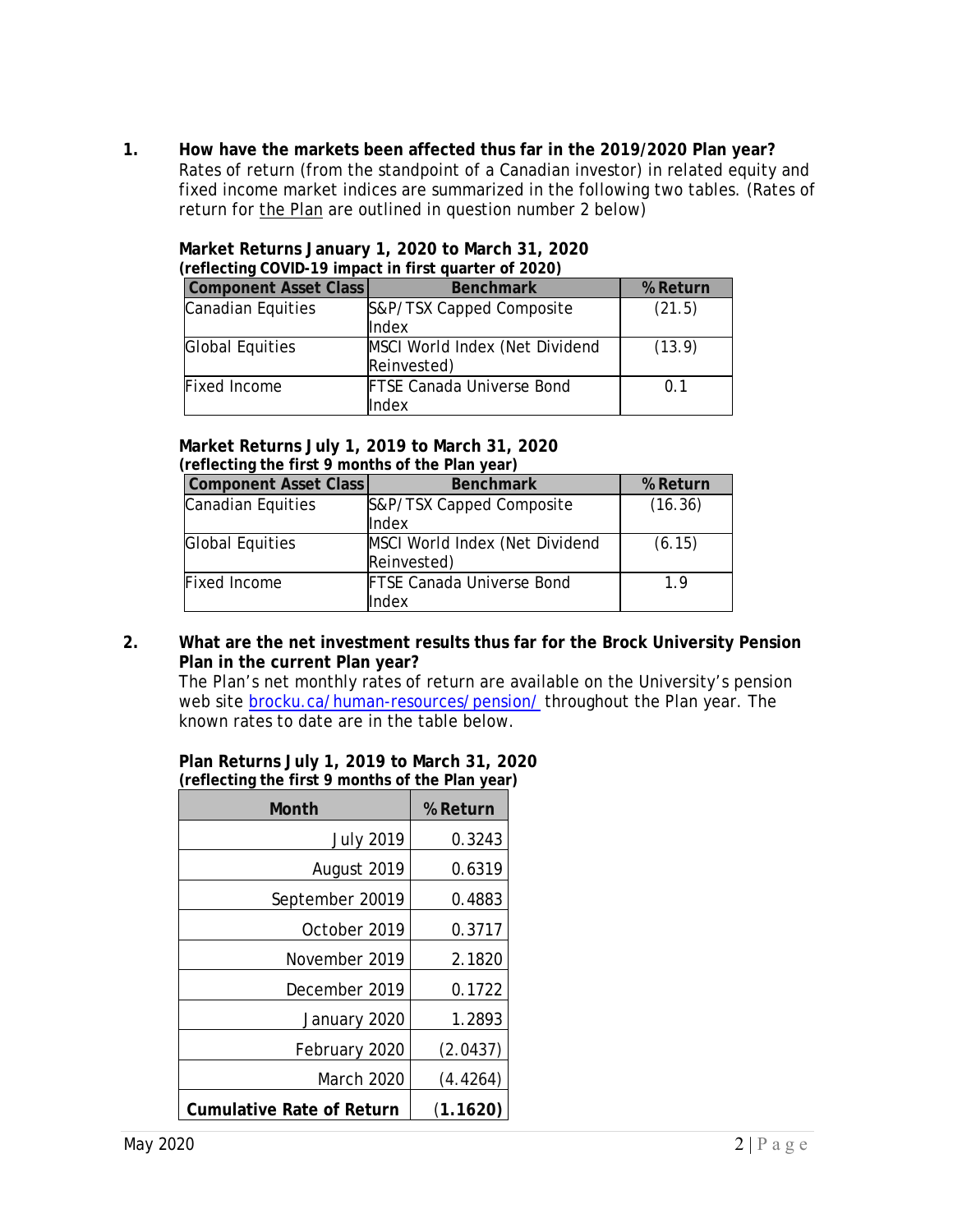**1. How have the markets been affected thus far in the 2019/2020 Plan year?**

Rates of return (from the standpoint of a Canadian investor) in related equity and fixed income market indices are summarized in the following two tables. (Rates of return for the Plan are outlined in question number 2 below)

**Market Returns January 1, 2020 to March 31, 2020**
**(reflecting COVID-19 impact in first quarter of 2020)**

| Component Asset Class | Benchmark | % Return |
|---|---|---|
| Canadian Equities | S&P/TSX Capped Composite Index | (21.5) |
| Global Equities | MSCI World Index (Net Dividend Reinvested) | (13.9) |
| Fixed Income | FTSE Canada Universe Bond Index | 0.1 |

**Market Returns July 1, 2019 to March 31, 2020**
**(reflecting the first 9 months of the Plan year)**

| Component Asset Class | Benchmark | % Return |
|---|---|---|
| Canadian Equities | S&P/TSX Capped Composite Index | (16.36) |
| Global Equities | MSCI World Index (Net Dividend Reinvested) | (6.15) |
| Fixed Income | FTSE Canada Universe Bond Index | 1.9 |

**2. What are the net investment results thus far for the Brock University Pension Plan in the current Plan year?**

The Plan's net monthly rates of return are available on the University's pension web site brocku.ca/human-resources/pension/ throughout the Plan year. The known rates to date are in the table below.

**Plan Returns July 1, 2019 to March 31, 2020**
**(reflecting the first 9 months of the Plan year)**

| Month | % Return |
|---|---|
| July 2019 | 0.3243 |
| August 2019 | 0.6319 |
| September 20019 | 0.4883 |
| October 2019 | 0.3717 |
| November 2019 | 2.1820 |
| December 2019 | 0.1722 |
| January 2020 | 1.2893 |
| February 2020 | (2.0437) |
| March 2020 | (4.4264) |
| **Cumulative Rate of Return** | (**1.1620**) |

May 2020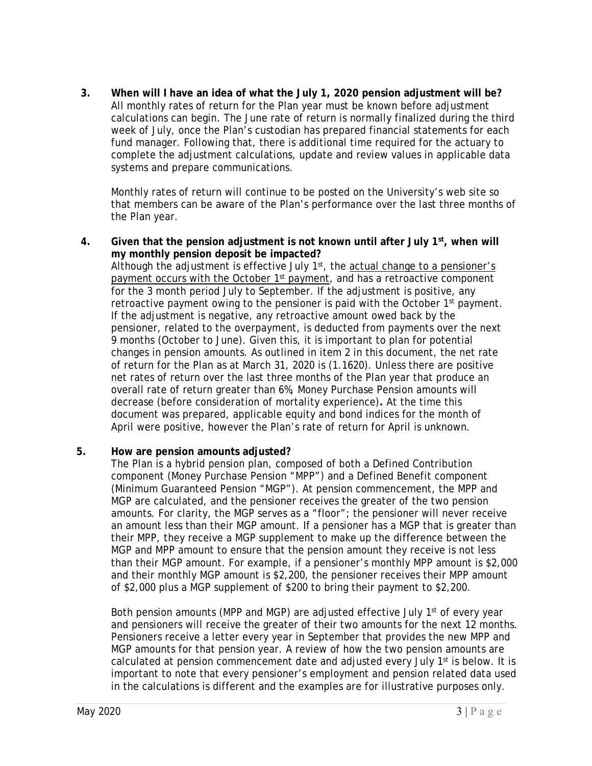**3. When will I have an idea of what the July 1, 2020 pension adjustment will be?**

All monthly rates of return for the Plan year must be known before adjustment calculations can begin. The June rate of return is normally finalized during the third week of July, once the Plan's custodian has prepared financial statements for each fund manager. Following that, there is additional time required for the actuary to complete the adjustment calculations, update and review values in applicable data systems and prepare communications.

Monthly rates of return will continue to be posted on the University's web site so that members can be aware of the Plan's performance over the last three months of the Plan year.

**4. Given that the pension adjustment is not known until after July 1st, when will my monthly pension deposit be impacted?**

Although the adjustment is effective July 1st, the <u>actual change to a pensioner's payment occurs with the October 1st payment</u>, and has a retroactive component for the 3 month period July to September. If the adjustment is positive, any retroactive payment owing to the pensioner is paid with the October 1st payment. If the adjustment is negative, any retroactive amount owed back by the pensioner, related to the overpayment, is deducted from payments over the next 9 months (October to June). Given this, it is important to plan for potential changes in pension amounts. As outlined in item 2 in this document, the net rate of return for the Plan as at March 31, 2020 is (1.1620). Unless there are positive net rates of return over the last three months of the Plan year that produce an overall rate of return greater than 6%, Money Purchase Pension amounts will decrease (before consideration of mortality experience)**.** At the time this document was prepared, applicable equity and bond indices for the month of April were positive, however the Plan's rate of return for April is unknown.

**5. How are pension amounts adjusted?**

The Plan is a hybrid pension plan, composed of both a Defined Contribution component (Money Purchase Pension "MPP") and a Defined Benefit component (Minimum Guaranteed Pension "MGP"). At pension commencement, the MPP and MGP are calculated, and the pensioner receives the greater of the two pension amounts. For clarity, the MGP serves as a "floor"; the pensioner will never receive an amount less than their MGP amount. If a pensioner has a MGP that is greater than their MPP, they receive a MGP supplement to make up the difference between the MGP and MPP amount to ensure that the pension amount they receive is not less than their MGP amount. For example, if a pensioner's monthly MPP amount is $2,000 and their monthly MGP amount is $2,200, the pensioner receives their MPP amount of $2,000 plus a MGP supplement of $200 to bring their payment to $2,200.

Both pension amounts (MPP and MGP) are adjusted effective July 1st of every year and pensioners will receive the greater of their two amounts for the next 12 months. Pensioners receive a letter every year in September that provides the new MPP and MGP amounts for that pension year. A review of how the two pension amounts are calculated at pension commencement date and adjusted every July 1st is below. It is important to note that every pensioner's employment and pension related data used in the calculations is different and the examples are for illustrative purposes only.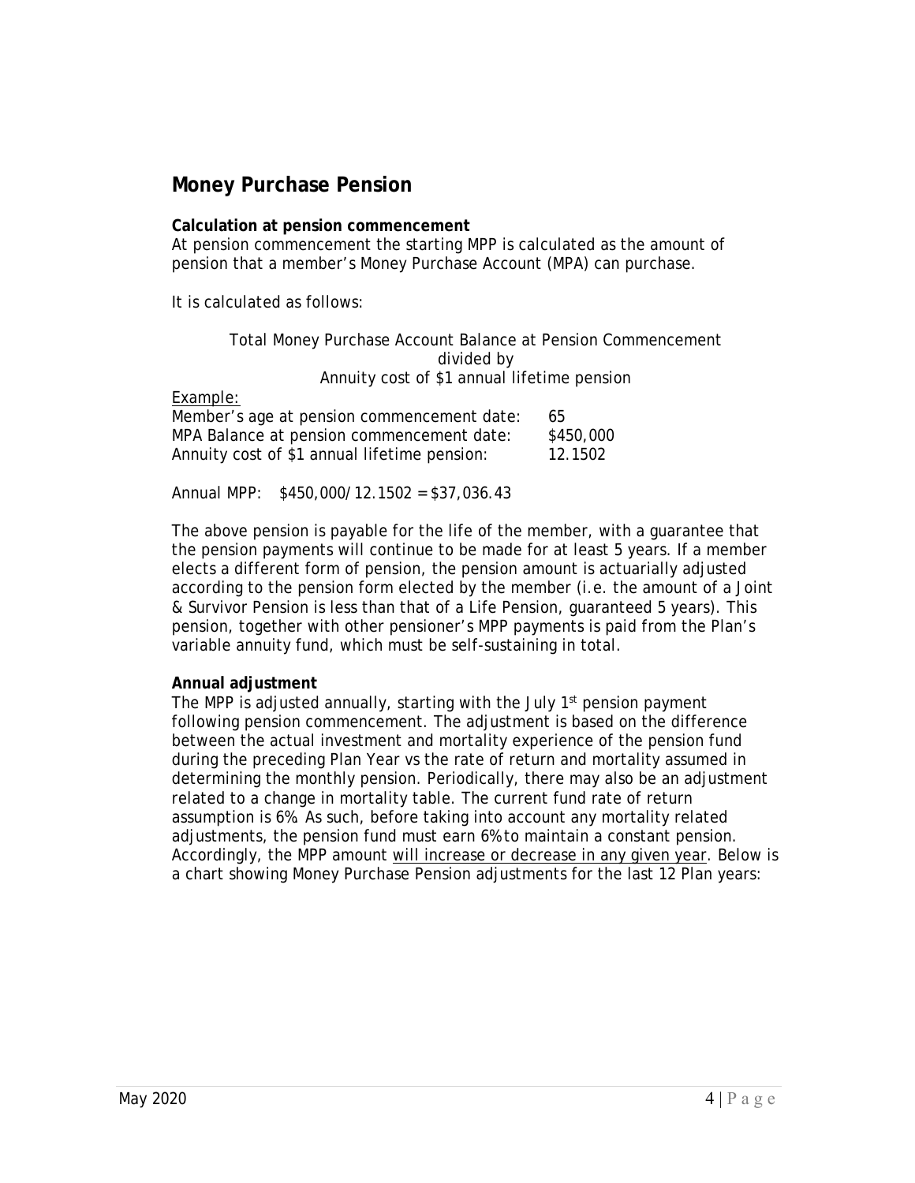## Money Purchase Pension

**Calculation at pension commencement**
At pension commencement the starting MPP is calculated as the amount of pension that a member's Money Purchase Account (MPA) can purchase.

It is calculated as follows:

Total Money Purchase Account Balance at Pension Commencement
divided by
Annuity cost of $1 annual lifetime pension

Example:

| | |
|---|---|
| Member's age at pension commencement date: | 65 |
| MPA Balance at pension commencement date: | $450,000 |
| Annuity cost of $1 annual lifetime pension: | 12.1502 |

Annual MPP: $450,000/12.1502 = $37,036.43

The above pension is payable for the life of the member, with a guarantee that the pension payments will continue to be made for at least 5 years. If a member elects a different form of pension, the pension amount is actuarially adjusted according to the pension form elected by the member (i.e. the amount of a Joint & Survivor Pension is less than that of a Life Pension, guaranteed 5 years). This pension, together with other pensioner's MPP payments is paid from the Plan's variable annuity fund, which must be self-sustaining in total.

**Annual adjustment**
The MPP is adjusted annually, starting with the July 1st pension payment following pension commencement. The adjustment is based on the difference between the actual investment and mortality experience of the pension fund during the preceding Plan Year vs the rate of return and mortality assumed in determining the monthly pension. Periodically, there may also be an adjustment related to a change in mortality table. The current fund rate of return assumption is 6%. As such, before taking into account any mortality related adjustments, the pension fund must earn 6% to maintain a constant pension. Accordingly, the MPP amount <u>will increase or decrease in any given year</u>. Below is a chart showing Money Purchase Pension adjustments for the last 12 Plan years: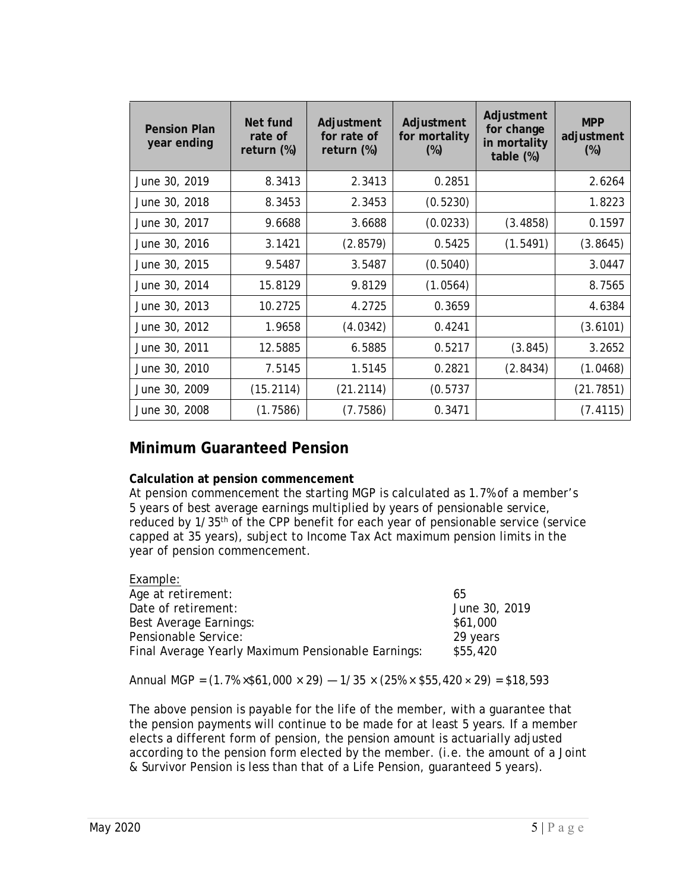| Pension Plan year ending | Net fund rate of return (%) | Adjustment for rate of return (%) | Adjustment for mortality (%) | Adjustment for change in mortality table (%) | MPP adjustment (%) |
|---|---|---|---|---|---|
| June 30, 2019 | 8.3413 | 2.3413 | 0.2851 | | 2.6264 |
| June 30, 2018 | 8.3453 | 2.3453 | (0.5230) | | 1.8223 |
| June 30, 2017 | 9.6688 | 3.6688 | (0.0233) | (3.4858) | 0.1597 |
| June 30, 2016 | 3.1421 | (2.8579) | 0.5425 | (1.5491) | (3.8645) |
| June 30, 2015 | 9.5487 | 3.5487 | (0.5040) | | 3.0447 |
| June 30, 2014 | 15.8129 | 9.8129 | (1.0564) | | 8.7565 |
| June 30, 2013 | 10.2725 | 4.2725 | 0.3659 | | 4.6384 |
| June 30, 2012 | 1.9658 | (4.0342) | 0.4241 | | (3.6101) |
| June 30, 2011 | 12.5885 | 6.5885 | 0.5217 | (3.845) | 3.2652 |
| June 30, 2010 | 7.5145 | 1.5145 | 0.2821 | (2.8434) | (1.0468) |
| June 30, 2009 | (15.2114) | (21.2114) | (0.5737 | | (21.7851) |
| June 30, 2008 | (1.7586) | (7.7586) | 0.3471 | | (7.4115) |

## Minimum Guaranteed Pension

**Calculation at pension commencement**

At pension commencement the starting MGP is calculated as 1.7% of a member's 5 years of best average earnings multiplied by years of pensionable service, reduced by 1/35th of the CPP benefit for each year of pensionable service (service capped at 35 years), subject to Income Tax Act maximum pension limits in the year of pension commencement.

Example:

| | |
|---|---|
| Age at retirement: | 65 |
| Date of retirement: | June 30, 2019 |
| Best Average Earnings: | $61,000 |
| Pensionable Service: | 29 years |
| Final Average Yearly Maximum Pensionable Earnings: | $55,420 |

Annual MGP = (1.7% × $61,000 × 29) — 1/35 × (25% × $55,420 × 29) = $18,593

The above pension is payable for the life of the member, with a guarantee that the pension payments will continue to be made for at least 5 years. If a member elects a different form of pension, the pension amount is actuarially adjusted according to the pension form elected by the member. (i.e. the amount of a Joint & Survivor Pension is less than that of a Life Pension, guaranteed 5 years).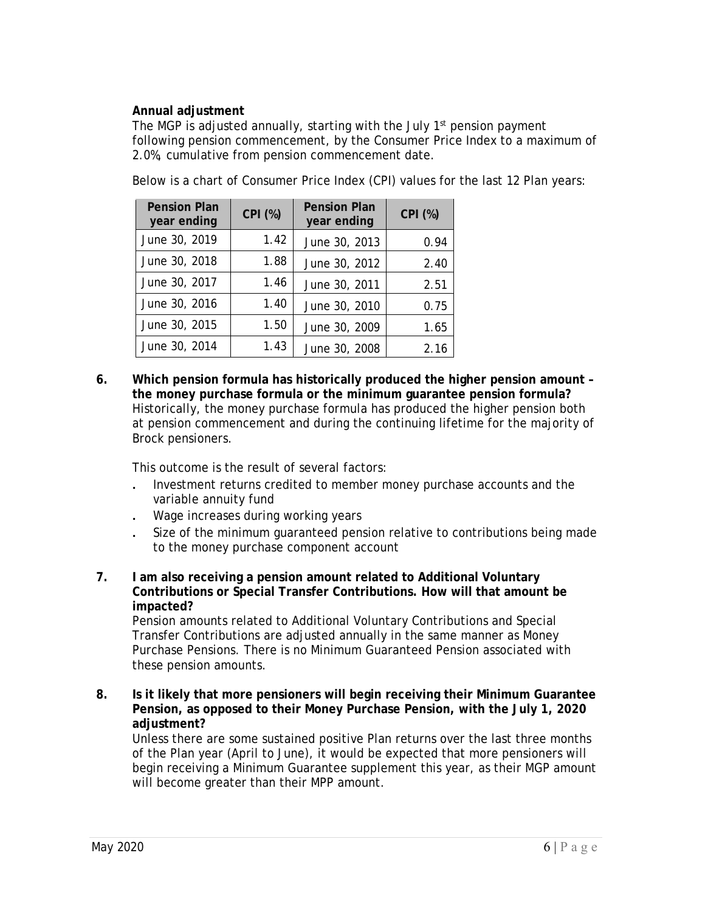**Annual adjustment**

The MGP is adjusted annually, starting with the July 1st pension payment following pension commencement, by the Consumer Price Index to a maximum of 2.0%, cumulative from pension commencement date.

Below is a chart of Consumer Price Index (CPI) values for the last 12 Plan years:

| Pension Plan year ending | CPI (%) | Pension Plan year ending | CPI (%) |
|---|---|---|---|
| June 30, 2019 | 1.42 | June 30, 2013 | 0.94 |
| June 30, 2018 | 1.88 | June 30, 2012 | 2.40 |
| June 30, 2017 | 1.46 | June 30, 2011 | 2.51 |
| June 30, 2016 | 1.40 | June 30, 2010 | 0.75 |
| June 30, 2015 | 1.50 | June 30, 2009 | 1.65 |
| June 30, 2014 | 1.43 | June 30, 2008 | 2.16 |

**6. Which pension formula has historically produced the higher pension amount – the money purchase formula or the minimum guarantee pension formula?**

Historically, the money purchase formula has produced the higher pension both at pension commencement and during the continuing lifetime for the majority of Brock pensioners.

This outcome is the result of several factors:

- Investment returns credited to member money purchase accounts and the variable annuity fund
- Wage increases during working years
- Size of the minimum guaranteed pension relative to contributions being made to the money purchase component account

**7. I am also receiving a pension amount related to Additional Voluntary Contributions or Special Transfer Contributions. How will that amount be impacted?**

Pension amounts related to Additional Voluntary Contributions and Special Transfer Contributions are adjusted annually in the same manner as Money Purchase Pensions. There is no Minimum Guaranteed Pension associated with these pension amounts.

**8. Is it likely that more pensioners will begin receiving their Minimum Guarantee Pension, as opposed to their Money Purchase Pension, with the July 1, 2020 adjustment?**

Unless there are some sustained positive Plan returns over the last three months of the Plan year (April to June), it would be expected that more pensioners will begin receiving a Minimum Guarantee supplement this year, as their MGP amount will become greater than their MPP amount.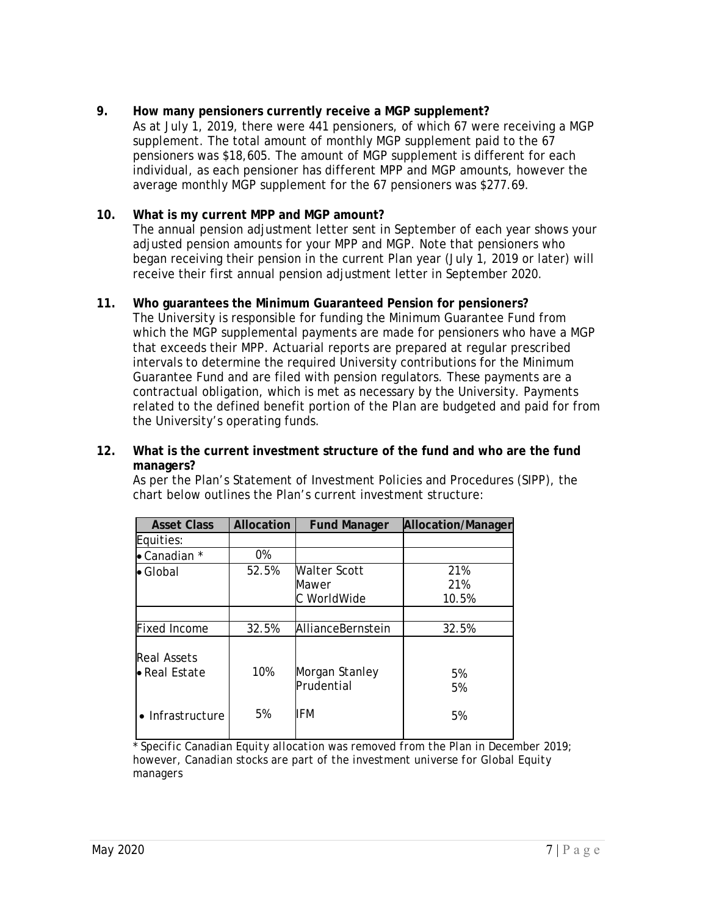**9. How many pensioners currently receive a MGP supplement?**

As at July 1, 2019, there were 441 pensioners, of which 67 were receiving a MGP supplement. The total amount of monthly MGP supplement paid to the 67 pensioners was $18,605. The amount of MGP supplement is different for each individual, as each pensioner has different MPP and MGP amounts, however the average monthly MGP supplement for the 67 pensioners was $277.69.

**10. What is my current MPP and MGP amount?**

The annual pension adjustment letter sent in September of each year shows your adjusted pension amounts for your MPP and MGP. Note that pensioners who began receiving their pension in the current Plan year (July 1, 2019 or later) will receive their first annual pension adjustment letter in September 2020.

**11. Who guarantees the Minimum Guaranteed Pension for pensioners?**

The University is responsible for funding the Minimum Guarantee Fund from which the MGP supplemental payments are made for pensioners who have a MGP that exceeds their MPP. Actuarial reports are prepared at regular prescribed intervals to determine the required University contributions for the Minimum Guarantee Fund and are filed with pension regulators. These payments are a contractual obligation, which is met as necessary by the University. Payments related to the defined benefit portion of the Plan are budgeted and paid for from the University's operating funds.

**12. What is the current investment structure of the fund and who are the fund managers?**

As per the Plan's Statement of Investment Policies and Procedures (SIPP), the chart below outlines the Plan's current investment structure:

| Asset Class | Allocation | Fund Manager | Allocation/Manager |
|---|---|---|---|
| Equities: | | | |
| • Canadian * | 0% | | |
| • Global | 52.5% | Walter Scott<br>Mawer<br>C WorldWide | 21%<br>21%<br>10.5% |
| | | | |
| Fixed Income | 32.5% | AllianceBernstein | 32.5% |
| Real Assets<br>• Real Estate | 10% | Morgan Stanley<br>Prudential | 5%<br>5% |
| • Infrastructure | 5% | IFM | 5% |

* Specific Canadian Equity allocation was removed from the Plan in December 2019; however, Canadian stocks are part of the investment universe for Global Equity managers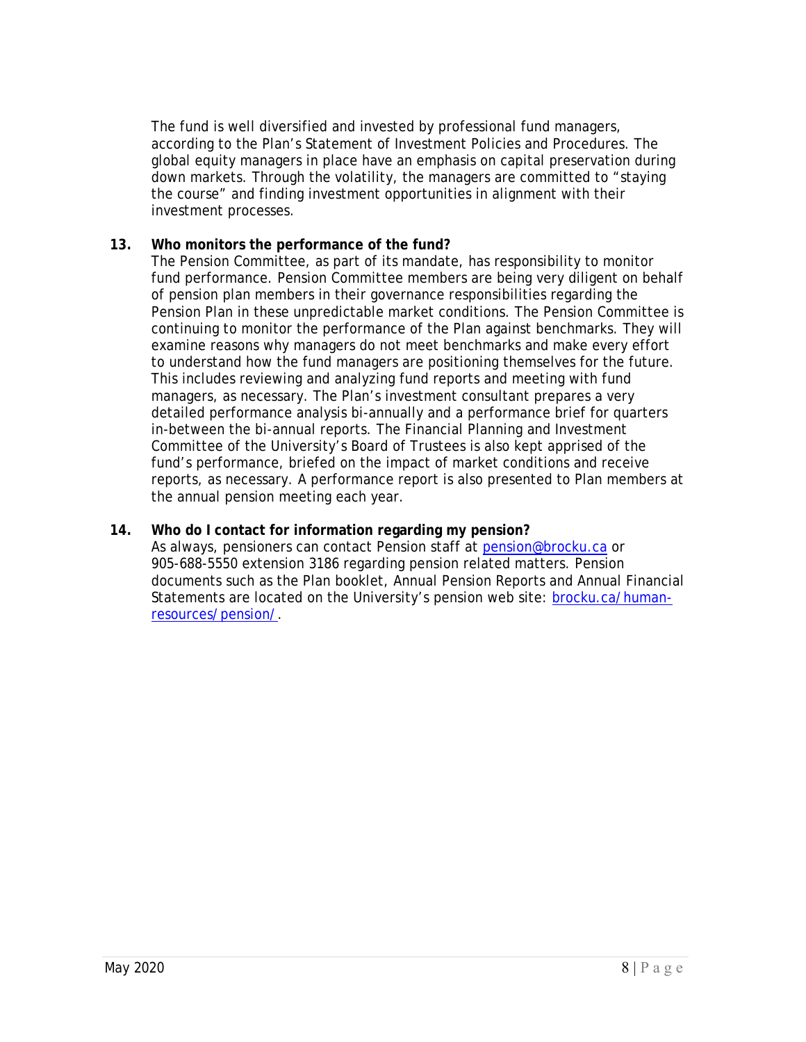The fund is well diversified and invested by professional fund managers, according to the Plan's Statement of Investment Policies and Procedures. The global equity managers in place have an emphasis on capital preservation during down markets. Through the volatility, the managers are committed to "staying the course" and finding investment opportunities in alignment with their investment processes.

13. **Who monitors the performance of the fund?**
    The Pension Committee, as part of its mandate, has responsibility to monitor fund performance. Pension Committee members are being very diligent on behalf of pension plan members in their governance responsibilities regarding the Pension Plan in these unpredictable market conditions. The Pension Committee is continuing to monitor the performance of the Plan against benchmarks. They will examine reasons why managers do not meet benchmarks and make every effort to understand how the fund managers are positioning themselves for the future. This includes reviewing and analyzing fund reports and meeting with fund managers, as necessary. The Plan's investment consultant prepares a very detailed performance analysis bi-annually and a performance brief for quarters in-between the bi-annual reports. The Financial Planning and Investment Committee of the University's Board of Trustees is also kept apprised of the fund's performance, briefed on the impact of market conditions and receive reports, as necessary. A performance report is also presented to Plan members at the annual pension meeting each year.

14. **Who do I contact for information regarding my pension?**
    As always, pensioners can contact Pension staff at [pension@brocku.ca](mailto:pension@brocku.ca) or 905-688-5550 extension 3186 regarding pension related matters. Pension documents such as the Plan booklet, Annual Pension Reports and Annual Financial Statements are located on the University's pension web site: [brocku.ca/human-resources/pension/](brocku.ca/human-resources/pension/).

May 2020